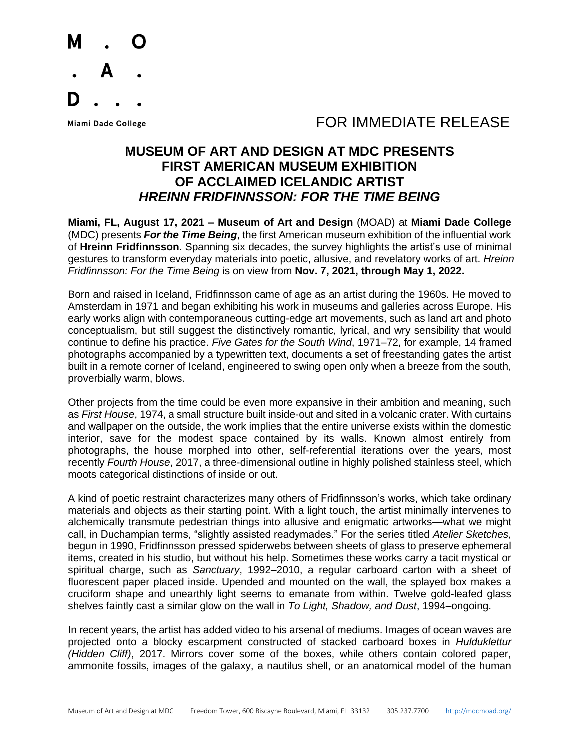M . O
. A .
D . . .

Miami Dade College

FOR IMMEDIATE RELEASE

# MUSEUM OF ART AND DESIGN AT MDC PRESENTS FIRST AMERICAN MUSEUM EXHIBITION OF ACCLAIMED ICELANDIC ARTIST *HREINN FRIDFINNSSON: FOR THE TIME BEING*

**Miami, FL, August 17, 2021 – Museum of Art and Design** (MOAD) at **Miami Dade College** (MDC) presents ***For the Time Being***, the first American museum exhibition of the influential work of **Hreinn Fridfinnsson**. Spanning six decades, the survey highlights the artist's use of minimal gestures to transform everyday materials into poetic, allusive, and revelatory works of art. *Hreinn Fridfinnsson: For the Time Being* is on view from **Nov. 7, 2021, through May 1, 2022.**

Born and raised in Iceland, Fridfinnsson came of age as an artist during the 1960s. He moved to Amsterdam in 1971 and began exhibiting his work in museums and galleries across Europe. His early works align with contemporaneous cutting-edge art movements, such as land art and photo conceptualism, but still suggest the distinctively romantic, lyrical, and wry sensibility that would continue to define his practice. *Five Gates for the South Wind*, 1971–72, for example, 14 framed photographs accompanied by a typewritten text, documents a set of freestanding gates the artist built in a remote corner of Iceland, engineered to swing open only when a breeze from the south, proverbially warm, blows.

Other projects from the time could be even more expansive in their ambition and meaning, such as *First House*, 1974, a small structure built inside-out and sited in a volcanic crater. With curtains and wallpaper on the outside, the work implies that the entire universe exists within the domestic interior, save for the modest space contained by its walls. Known almost entirely from photographs, the house morphed into other, self-referential iterations over the years, most recently *Fourth House*, 2017, a three-dimensional outline in highly polished stainless steel, which moots categorical distinctions of inside or out.

A kind of poetic restraint characterizes many others of Fridfinnsson's works, which take ordinary materials and objects as their starting point. With a light touch, the artist minimally intervenes to alchemically transmute pedestrian things into allusive and enigmatic artworks—what we might call, in Duchampian terms, "slightly assisted readymades." For the series titled *Atelier Sketches*, begun in 1990, Fridfinnsson pressed spiderwebs between sheets of glass to preserve ephemeral items, created in his studio, but without his help. Sometimes these works carry a tacit mystical or spiritual charge, such as *Sanctuary*, 1992–2010, a regular carboard carton with a sheet of fluorescent paper placed inside. Upended and mounted on the wall, the splayed box makes a cruciform shape and unearthly light seems to emanate from within. Twelve gold-leafed glass shelves faintly cast a similar glow on the wall in *To Light, Shadow, and Dust*, 1994–ongoing.

In recent years, the artist has added video to his arsenal of mediums. Images of ocean waves are projected onto a blocky escarpment constructed of stacked carboard boxes in *Huldukléttur (Hidden Cliff)*, 2017. Mirrors cover some of the boxes, while others contain colored paper, ammonite fossils, images of the galaxy, a nautilus shell, or an anatomical model of the human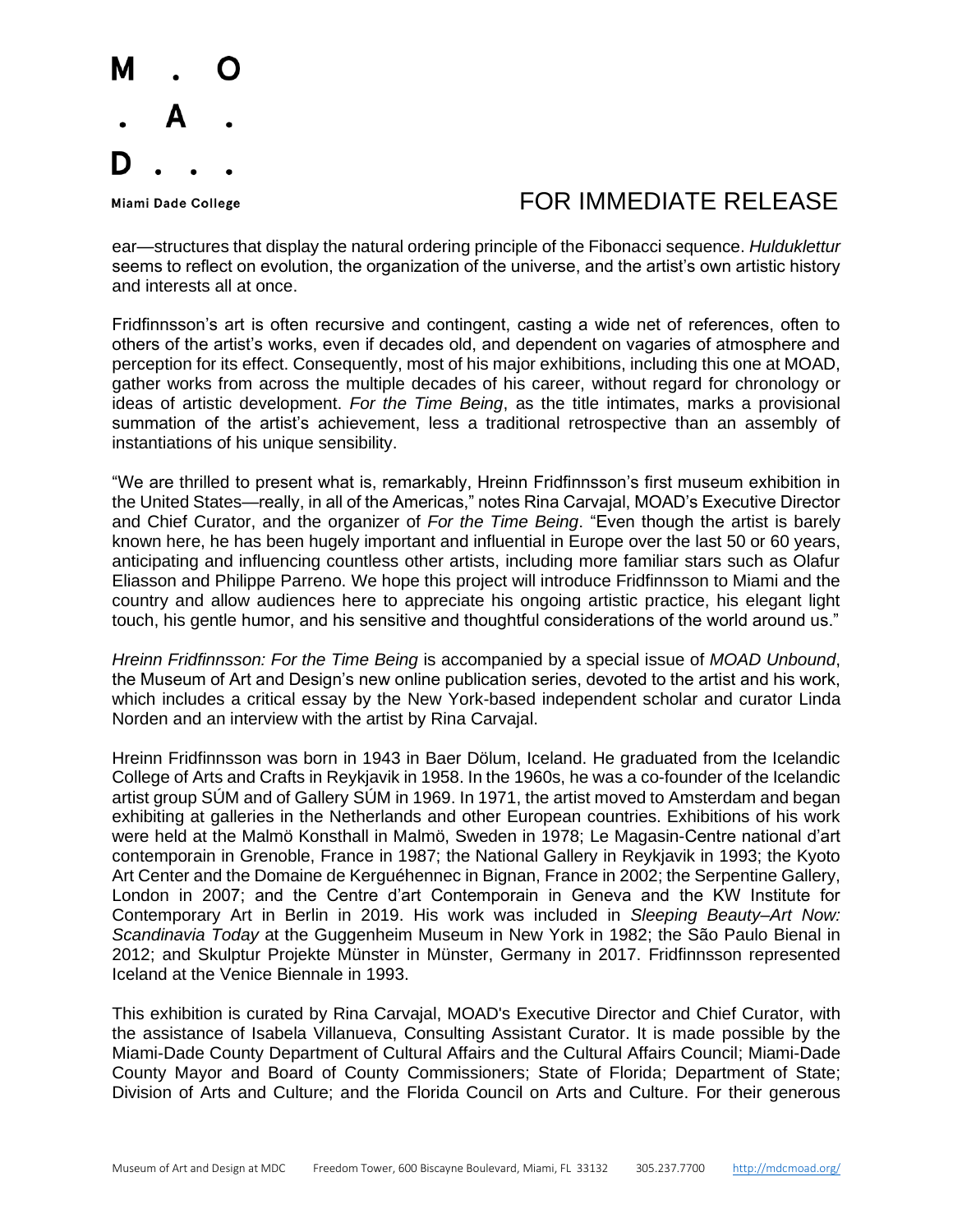ear—structures that display the natural ordering principle of the Fibonacci sequence. *Hulduklettur* seems to reflect on evolution, the organization of the universe, and the artist's own artistic history and interests all at once.

Fridfinnsson's art is often recursive and contingent, casting a wide net of references, often to others of the artist's works, even if decades old, and dependent on vagaries of atmosphere and perception for its effect. Consequently, most of his major exhibitions, including this one at MOAD, gather works from across the multiple decades of his career, without regard for chronology or ideas of artistic development. *For the Time Being*, as the title intimates, marks a provisional summation of the artist's achievement, less a traditional retrospective than an assembly of instantiations of his unique sensibility.

"We are thrilled to present what is, remarkably, Hreinn Fridfinnsson's first museum exhibition in the United States—really, in all of the Americas," notes Rina Carvajal, MOAD's Executive Director and Chief Curator, and the organizer of *For the Time Being*. "Even though the artist is barely known here, he has been hugely important and influential in Europe over the last 50 or 60 years, anticipating and influencing countless other artists, including more familiar stars such as Olafur Eliasson and Philippe Parreno. We hope this project will introduce Fridfinnsson to Miami and the country and allow audiences here to appreciate his ongoing artistic practice, his elegant light touch, his gentle humor, and his sensitive and thoughtful considerations of the world around us."

*Hreinn Fridfinnsson: For the Time Being* is accompanied by a special issue of *MOAD Unbound*, the Museum of Art and Design's new online publication series, devoted to the artist and his work, which includes a critical essay by the New York-based independent scholar and curator Linda Norden and an interview with the artist by Rina Carvajal.

Hreinn Fridfinnsson was born in 1943 in Baer Dölum, Iceland. He graduated from the Icelandic College of Arts and Crafts in Reykjavik in 1958. In the 1960s, he was a co-founder of the Icelandic artist group SÚM and of Gallery SÚM in 1969. In 1971, the artist moved to Amsterdam and began exhibiting at galleries in the Netherlands and other European countries. Exhibitions of his work were held at the Malmö Konsthall in Malmö, Sweden in 1978; Le Magasin-Centre national d'art contemporain in Grenoble, France in 1987; the National Gallery in Reykjavik in 1993; the Kyoto Art Center and the Domaine de Kerguéhennec in Bignan, France in 2002; the Serpentine Gallery, London in 2007; and the Centre d'art Contemporain in Geneva and the KW Institute for Contemporary Art in Berlin in 2019. His work was included in *Sleeping Beauty–Art Now: Scandinavia Today* at the Guggenheim Museum in New York in 1982; the São Paulo Bienal in 2012; and Skulptur Projekte Münster in Münster, Germany in 2017. Fridfinnsson represented Iceland at the Venice Biennale in 1993.

This exhibition is curated by Rina Carvajal, MOAD's Executive Director and Chief Curator, with the assistance of Isabela Villanueva, Consulting Assistant Curator. It is made possible by the Miami-Dade County Department of Cultural Affairs and the Cultural Affairs Council; Miami-Dade County Mayor and Board of County Commissioners; State of Florida; Department of State; Division of Arts and Culture; and the Florida Council on Arts and Culture. For their generous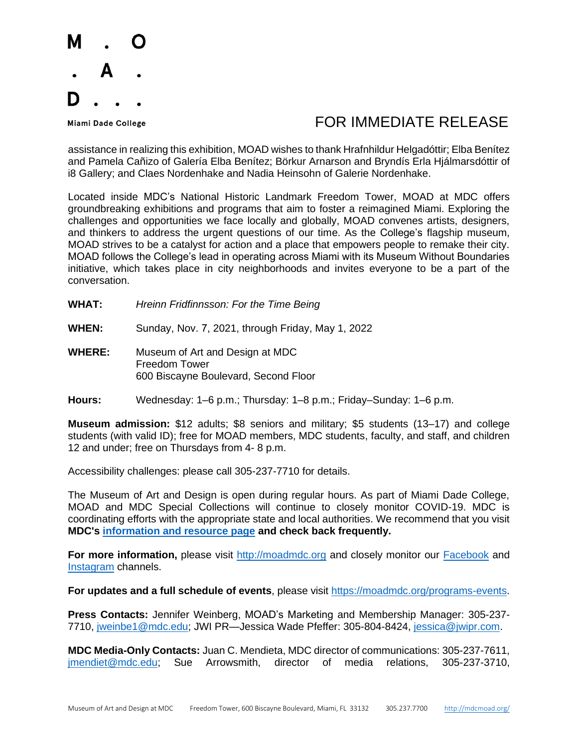assistance in realizing this exhibition, MOAD wishes to thank Hrafnhildur Helgadóttir; Elba Benítez and Pamela Cañizo of Galería Elba Benítez; Börkur Arnarson and Bryndís Erla Hjálmarsdóttir of i8 Gallery; and Claes Nordenhake and Nadia Heinsohn of Galerie Nordenhake.

Located inside MDC's National Historic Landmark Freedom Tower, MOAD at MDC offers groundbreaking exhibitions and programs that aim to foster a reimagined Miami. Exploring the challenges and opportunities we face locally and globally, MOAD convenes artists, designers, and thinkers to address the urgent questions of our time. As the College's flagship museum, MOAD strives to be a catalyst for action and a place that empowers people to remake their city. MOAD follows the College's lead in operating across Miami with its Museum Without Boundaries initiative, which takes place in city neighborhoods and invites everyone to be a part of the conversation.

**WHAT:** *Hreinn Fridfinnsson: For the Time Being*

**WHEN:** Sunday, Nov. 7, 2021, through Friday, May 1, 2022

**WHERE:** Museum of Art and Design at MDC
Freedom Tower
600 Biscayne Boulevard, Second Floor

**Hours:** Wednesday: 1–6 p.m.; Thursday: 1–8 p.m.; Friday–Sunday: 1–6 p.m.

**Museum admission:** $12 adults; $8 seniors and military; $5 students (13–17) and college students (with valid ID); free for MOAD members, MDC students, faculty, and staff, and children 12 and under; free on Thursdays from 4- 8 p.m.

Accessibility challenges: please call 305-237-7710 for details.

The Museum of Art and Design is open during regular hours. As part of Miami Dade College, MOAD and MDC Special Collections will continue to closely monitor COVID-19. MDC is coordinating efforts with the appropriate state and local authorities. We recommend that you visit **MDC's information and resource page and check back frequently.**

**For more information,** please visit http://moadmdc.org and closely monitor our Facebook and Instagram channels.

**For updates and a full schedule of events**, please visit https://moadmdc.org/programs-events.

**Press Contacts:** Jennifer Weinberg, MOAD's Marketing and Membership Manager: 305-237-7710, jweinbe1@mdc.edu; JWI PR—Jessica Wade Pfeffer: 305-804-8424, jessica@jwipr.com.

**MDC Media-Only Contacts:** Juan C. Mendieta, MDC director of communications: 305-237-7611, jmendiet@mdc.edu; Sue Arrowsmith, director of media relations, 305-237-3710,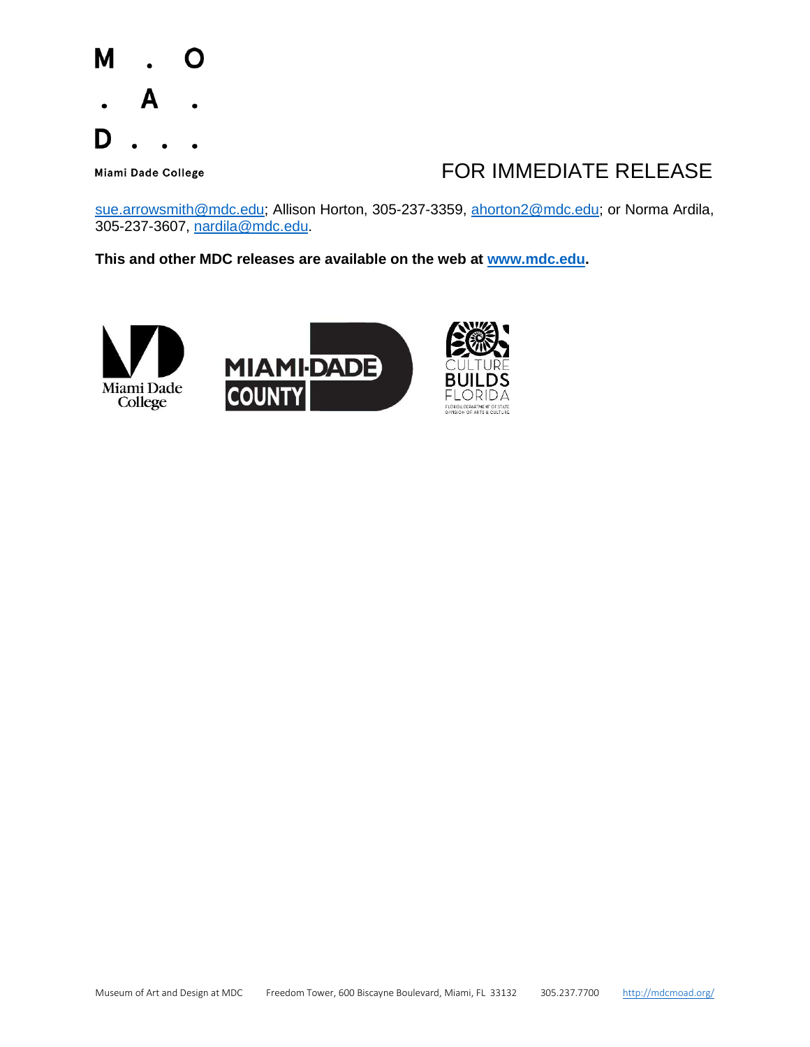FOR IMMEDIATE RELEASE

[sue.arrowsmith@mdc.edu](mailto:sue.arrowsmith@mdc.edu); Allison Horton, 305-237-3359, [ahorton2@mdc.edu](mailto:ahorton2@mdc.edu); or Norma Ardila, 305-237-3607, [nardila@mdc.edu](mailto:nardila@mdc.edu).

**This and other MDC releases are available on the web at [www.mdc.edu](http://www.mdc.edu).**